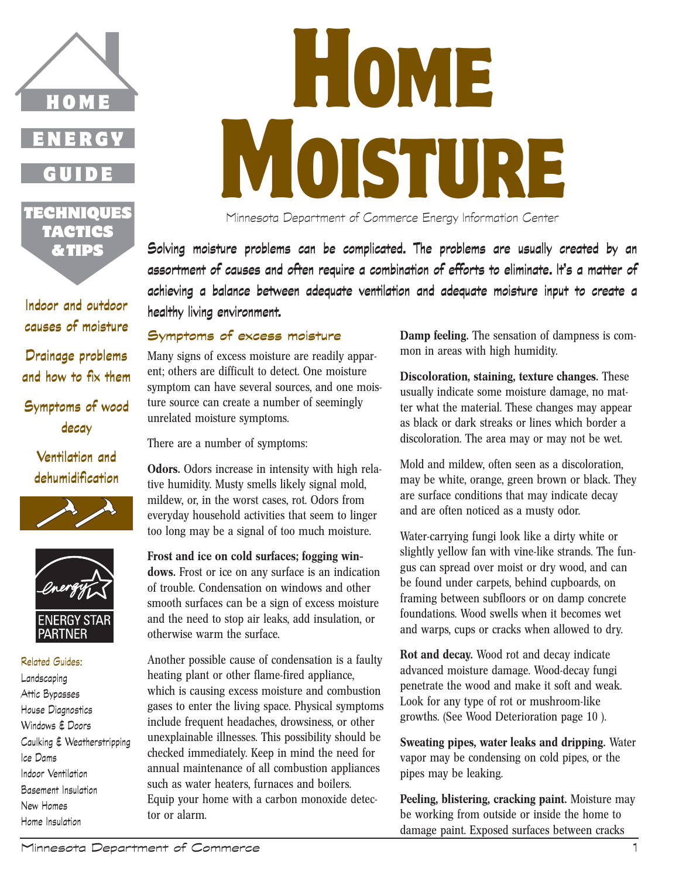# Home Moisture

Minnesota Department of Commerce Energy Information Center

HOME ENERGY GUIDE

TECHNIQUES TACTICS & TIPS

Indoor and outdoor causes of moisture

Drainage problems and how to fix them

Symptoms of wood decay

Ventilation and dehumidification

ENERGY STAR PARTNER

Related Guides:
Landscaping
Attic Bypasses
House Diagnostics
Windows & Doors
Caulking & Weatherstripping
Ice Dams
Indoor Ventilation
Basement Insulation
New Homes
Home Insulation

**Solving moisture problems can be complicated. The problems are usually created by an assortment of causes and often require a combination of efforts to eliminate. It's a matter of achieving a balance between adequate ventilation and adequate moisture input to create a healthy living environment.**

## Symptoms of excess moisture

Many signs of excess moisture are readily apparent; others are difficult to detect. One moisture symptom can have several sources, and one moisture source can create a number of seemingly unrelated moisture symptoms.

There are a number of symptoms:

**Odors.** Odors increase in intensity with high relative humidity. Musty smells likely signal mold, mildew, or, in the worst cases, rot. Odors from everyday household activities that seem to linger too long may be a signal of too much moisture.

**Frost and ice on cold surfaces; fogging windows.** Frost or ice on any surface is an indication of trouble. Condensation on windows and other smooth surfaces can be a sign of excess moisture and the need to stop air leaks, add insulation, or otherwise warm the surface.

Another possible cause of condensation is a faulty heating plant or other flame-fired appliance, which is causing excess moisture and combustion gases to enter the living space. Physical symptoms include frequent headaches, drowsiness, or other unexplainable illnesses. This possibility should be checked immediately. Keep in mind the need for annual maintenance of all combustion appliances such as water heaters, furnaces and boilers. Equip your home with a carbon monoxide detector or alarm.

**Damp feeling.** The sensation of dampness is common in areas with high humidity.

**Discoloration, staining, texture changes.** These usually indicate some moisture damage, no matter what the material. These changes may appear as black or dark streaks or lines which border a discoloration. The area may or may not be wet.

Mold and mildew, often seen as a discoloration, may be white, orange, green brown or black. They are surface conditions that may indicate decay and are often noticed as a musty odor.

Water-carrying fungi look like a dirty white or slightly yellow fan with vine-like strands. The fungus can spread over moist or dry wood, and can be found under carpets, behind cupboards, on framing between subfloors or on damp concrete foundations. Wood swells when it becomes wet and warps, cups or cracks when allowed to dry.

**Rot and decay.** Wood rot and decay indicate advanced moisture damage. Wood-decay fungi penetrate the wood and make it soft and weak. Look for any type of rot or mushroom-like growths. (See Wood Deterioration page 10 ).

**Sweating pipes, water leaks and dripping.** Water vapor may be condensing on cold pipes, or the pipes may be leaking.

**Peeling, blistering, cracking paint.** Moisture may be working from outside or inside the home to damage paint. Exposed surfaces between cracks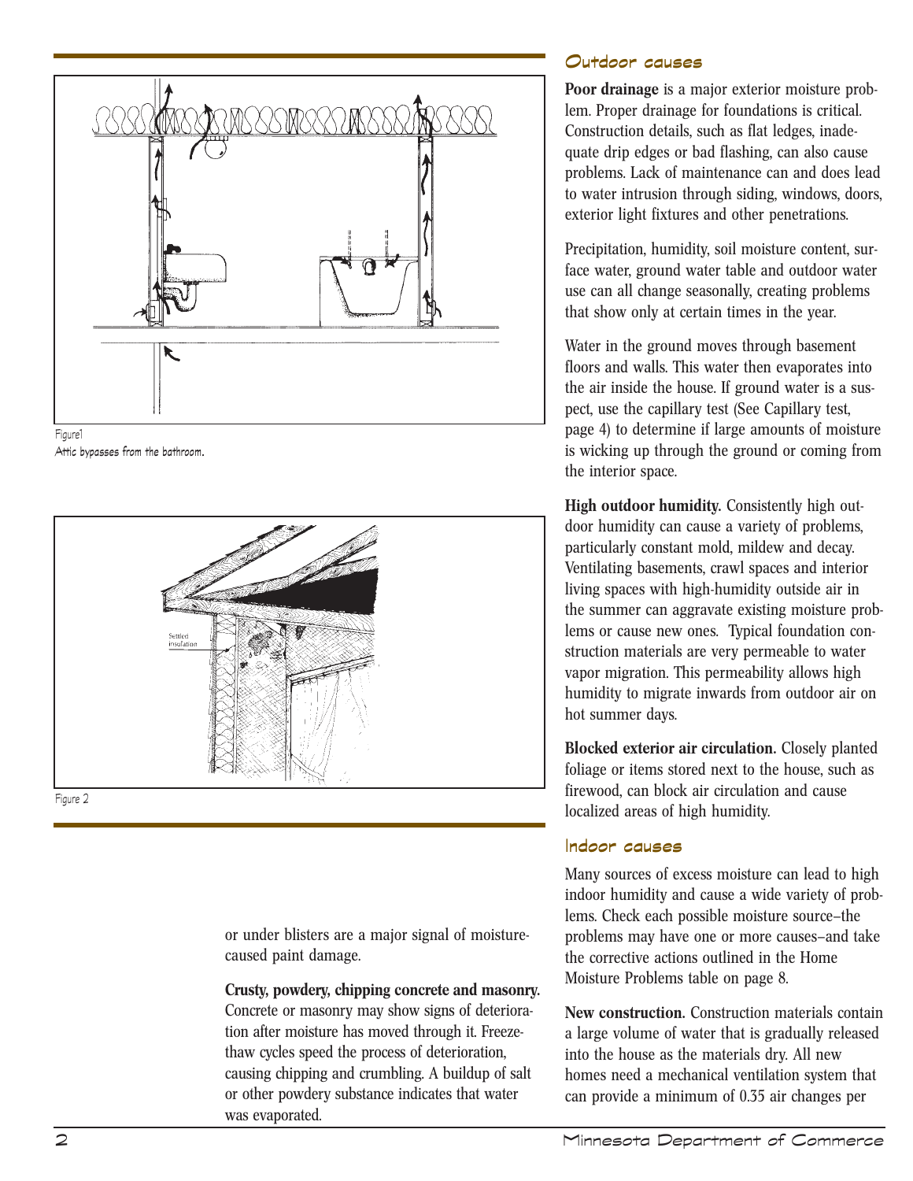Figure1
Attic bypasses from the bathroom.

Settled insulation

Figure 2

or under blisters are a major signal of moisture-caused paint damage.

**Crusty, powdery, chipping concrete and masonry.** Concrete or masonry may show signs of deterioration after moisture has moved through it. Freeze-thaw cycles speed the process of deterioration, causing chipping and crumbling. A buildup of salt or other powdery substance indicates that water was evaporated.

## Outdoor causes

**Poor drainage** is a major exterior moisture problem. Proper drainage for foundations is critical. Construction details, such as flat ledges, inadequate drip edges or bad flashing, can also cause problems. Lack of maintenance can and does lead to water intrusion through siding, windows, doors, exterior light fixtures and other penetrations.

Precipitation, humidity, soil moisture content, surface water, ground water table and outdoor water use can all change seasonally, creating problems that show only at certain times in the year.

Water in the ground moves through basement floors and walls. This water then evaporates into the air inside the house. If ground water is a suspect, use the capillary test (See Capillary test, page 4) to determine if large amounts of moisture is wicking up through the ground or coming from the interior space.

**High outdoor humidity.** Consistently high outdoor humidity can cause a variety of problems, particularly constant mold, mildew and decay. Ventilating basements, crawl spaces and interior living spaces with high-humidity outside air in the summer can aggravate existing moisture problems or cause new ones. Typical foundation construction materials are very permeable to water vapor migration. This permeability allows high humidity to migrate inwards from outdoor air on hot summer days.

**Blocked exterior air circulation.** Closely planted foliage or items stored next to the house, such as firewood, can block air circulation and cause localized areas of high humidity.

## Indoor causes

Many sources of excess moisture can lead to high indoor humidity and cause a wide variety of problems. Check each possible moisture source–the problems may have one or more causes–and take the corrective actions outlined in the Home Moisture Problems table on page 8.

**New construction.** Construction materials contain a large volume of water that is gradually released into the house as the materials dry. All new homes need a mechanical ventilation system that can provide a minimum of 0.35 air changes per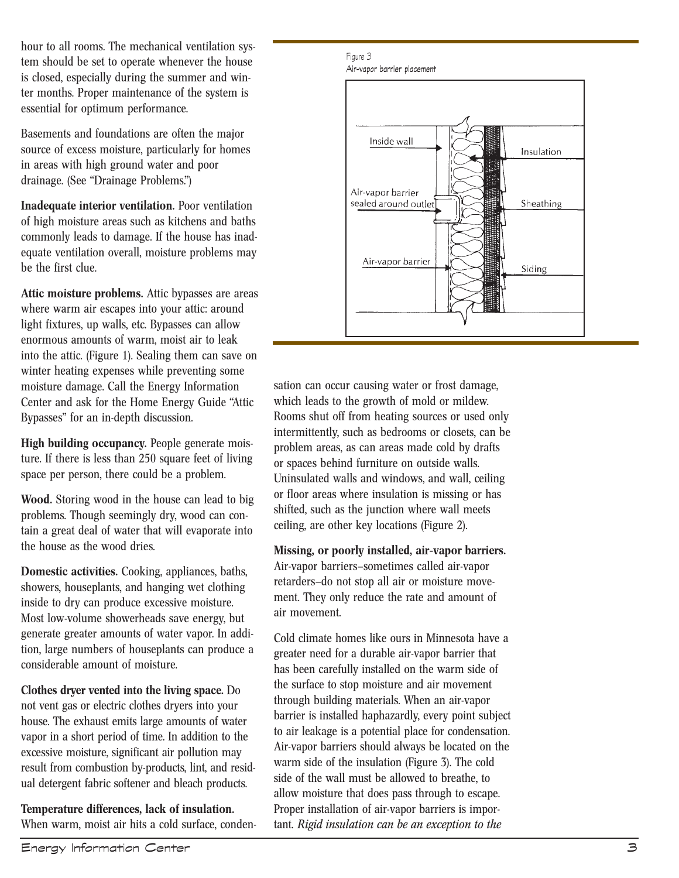hour to all rooms. The mechanical ventilation system should be set to operate whenever the house is closed, especially during the summer and winter months. Proper maintenance of the system is essential for optimum performance.

Basements and foundations are often the major source of excess moisture, particularly for homes in areas with high ground water and poor drainage. (See "Drainage Problems.")

**Inadequate interior ventilation.** Poor ventilation of high moisture areas such as kitchens and baths commonly leads to damage. If the house has inadequate ventilation overall, moisture problems may be the first clue.

**Attic moisture problems.** Attic bypasses are areas where warm air escapes into your attic: around light fixtures, up walls, etc. Bypasses can allow enormous amounts of warm, moist air to leak into the attic. (Figure 1). Sealing them can save on winter heating expenses while preventing some moisture damage. Call the Energy Information Center and ask for the Home Energy Guide "Attic Bypasses" for an in-depth discussion.

**High building occupancy.** People generate moisture. If there is less than 250 square feet of living space per person, there could be a problem.

**Wood.** Storing wood in the house can lead to big problems. Though seemingly dry, wood can contain a great deal of water that will evaporate into the house as the wood dries.

**Domestic activities.** Cooking, appliances, baths, showers, houseplants, and hanging wet clothing inside to dry can produce excessive moisture. Most low-volume showerheads save energy, but generate greater amounts of water vapor. In addition, large numbers of houseplants can produce a considerable amount of moisture.

**Clothes dryer vented into the living space.** Do not vent gas or electric clothes dryers into your house. The exhaust emits large amounts of water vapor in a short period of time. In addition to the excessive moisture, significant air pollution may result from combustion by-products, lint, and residual detergent fabric softener and bleach products.

**Temperature differences, lack of insulation.** When warm, moist air hits a cold surface, condensation can occur causing water or frost damage, which leads to the growth of mold or mildew. Rooms shut off from heating sources or used only intermittently, such as bedrooms or closets, can be problem areas, as can areas made cold by drafts or spaces behind furniture on outside walls. Uninsulated walls and windows, and wall, ceiling or floor areas where insulation is missing or has shifted, such as the junction where wall meets ceiling, are other key locations (Figure 2).

Figure 3
Air-vapor barrier placement

Inside wall — Air-vapor barrier sealed around outlet — Air-vapor barrier — Insulation — Sheathing — Siding

**Missing, or poorly installed, air-vapor barriers.** Air-vapor barriers–sometimes called air-vapor retarders–do not stop all air or moisture movement. They only reduce the rate and amount of air movement.

Cold climate homes like ours in Minnesota have a greater need for a durable air-vapor barrier that has been carefully installed on the warm side of the surface to stop moisture and air movement through building materials. When an air-vapor barrier is installed haphazardly, every point subject to air leakage is a potential place for condensation. Air-vapor barriers should always be located on the warm side of the insulation (Figure 3). The cold side of the wall must be allowed to breathe, to allow moisture that does pass through to escape. Proper installation of air-vapor barriers is important. *Rigid insulation can be an exception to the*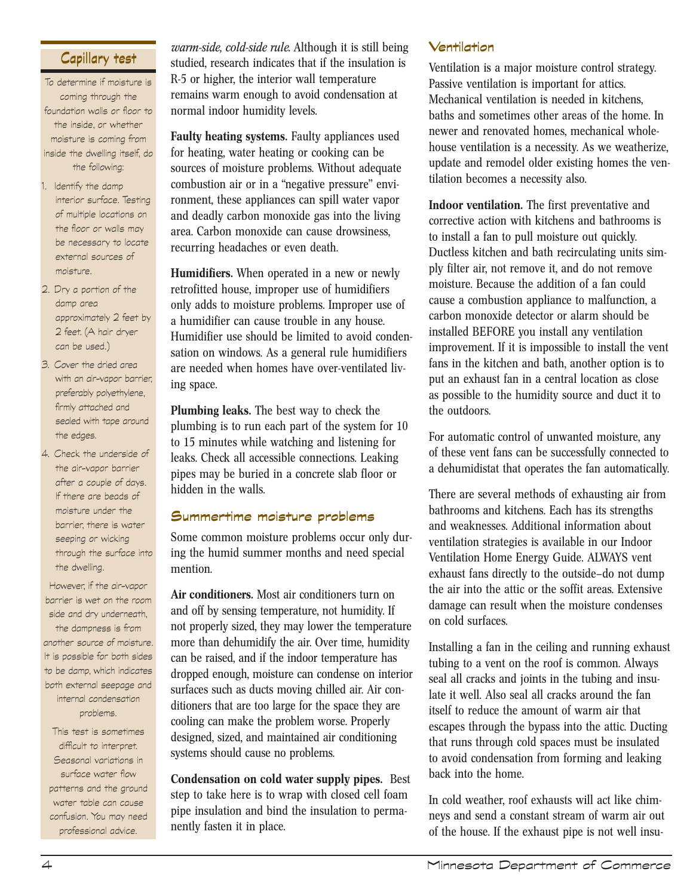## Capillary test

To determine if moisture is coming through the foundation walls or floor to the inside, or whether moisture is coming from inside the dwelling itself, do the following:

1. Identify the damp interior surface. Testing of multiple locations on the floor or walls may be necessary to locate external sources of moisture.
2. Dry a portion of the damp area approximately 2 feet by 2 feet. (A hair dryer can be used.)
3. Cover the dried area with an air-vapor barrier, preferably polyethylene, firmly attached and sealed with tape around the edges.
4. Check the underside of the air-vapor barrier after a couple of days. If there are beads of moisture under the barrier, there is water seeping or wicking through the surface into the dwelling.

However, if the air-vapor barrier is wet on the room side and dry underneath, the dampness is from another source of moisture. It is possible for both sides to be damp, which indicates both external seepage and internal condensation problems.

This test is sometimes difficult to interpret. Seasonal variations in surface water flow patterns and the ground water table can cause confusion. You may need professional advice.

*warm-side, cold-side rule.* Although it is still being studied, research indicates that if the insulation is R-5 or higher, the interior wall temperature remains warm enough to avoid condensation at normal indoor humidity levels.

**Faulty heating systems.** Faulty appliances used for heating, water heating or cooking can be sources of moisture problems. Without adequate combustion air or in a "negative pressure" environment, these appliances can spill water vapor and deadly carbon monoxide gas into the living area. Carbon monoxide can cause drowsiness, recurring headaches or even death.

**Humidifiers.** When operated in a new or newly retrofitted house, improper use of humidifiers only adds to moisture problems. Improper use of a humidifier can cause trouble in any house. Humidifier use should be limited to avoid condensation on windows. As a general rule humidifiers are needed when homes have over-ventilated living space.

**Plumbing leaks.** The best way to check the plumbing is to run each part of the system for 10 to 15 minutes while watching and listening for leaks. Check all accessible connections. Leaking pipes may be buried in a concrete slab floor or hidden in the walls.

## Summertime moisture problems

Some common moisture problems occur only during the humid summer months and need special mention.

**Air conditioners.** Most air conditioners turn on and off by sensing temperature, not humidity. If not properly sized, they may lower the temperature more than dehumidify the air. Over time, humidity can be raised, and if the indoor temperature has dropped enough, moisture can condense on interior surfaces such as ducts moving chilled air. Air conditioners that are too large for the space they are cooling can make the problem worse. Properly designed, sized, and maintained air conditioning systems should cause no problems.

**Condensation on cold water supply pipes.** Best step to take here is to wrap with closed cell foam pipe insulation and bind the insulation to permanently fasten it in place.

## Ventilation

Ventilation is a major moisture control strategy. Passive ventilation is important for attics. Mechanical ventilation is needed in kitchens, baths and sometimes other areas of the home. In newer and renovated homes, mechanical whole-house ventilation is a necessity. As we weatherize, update and remodel older existing homes the ventilation becomes a necessity also.

**Indoor ventilation.** The first preventative and corrective action with kitchens and bathrooms is to install a fan to pull moisture out quickly. Ductless kitchen and bath recirculating units simply filter air, not remove it, and do not remove moisture. Because the addition of a fan could cause a combustion appliance to malfunction, a carbon monoxide detector or alarm should be installed BEFORE you install any ventilation improvement. If it is impossible to install the vent fans in the kitchen and bath, another option is to put an exhaust fan in a central location as close as possible to the humidity source and duct it to the outdoors.

For automatic control of unwanted moisture, any of these vent fans can be successfully connected to a dehumidistat that operates the fan automatically.

There are several methods of exhausting air from bathrooms and kitchens. Each has its strengths and weaknesses. Additional information about ventilation strategies is available in our Indoor Ventilation Home Energy Guide. ALWAYS vent exhaust fans directly to the outside–do not dump the air into the attic or the soffit areas. Extensive damage can result when the moisture condenses on cold surfaces.

Installing a fan in the ceiling and running exhaust tubing to a vent on the roof is common. Always seal all cracks and joints in the tubing and insulate it well. Also seal all cracks around the fan itself to reduce the amount of warm air that escapes through the bypass into the attic. Ducting that runs through cold spaces must be insulated to avoid condensation from forming and leaking back into the home.

In cold weather, roof exhausts will act like chimneys and send a constant stream of warm air out of the house. If the exhaust pipe is not well insu-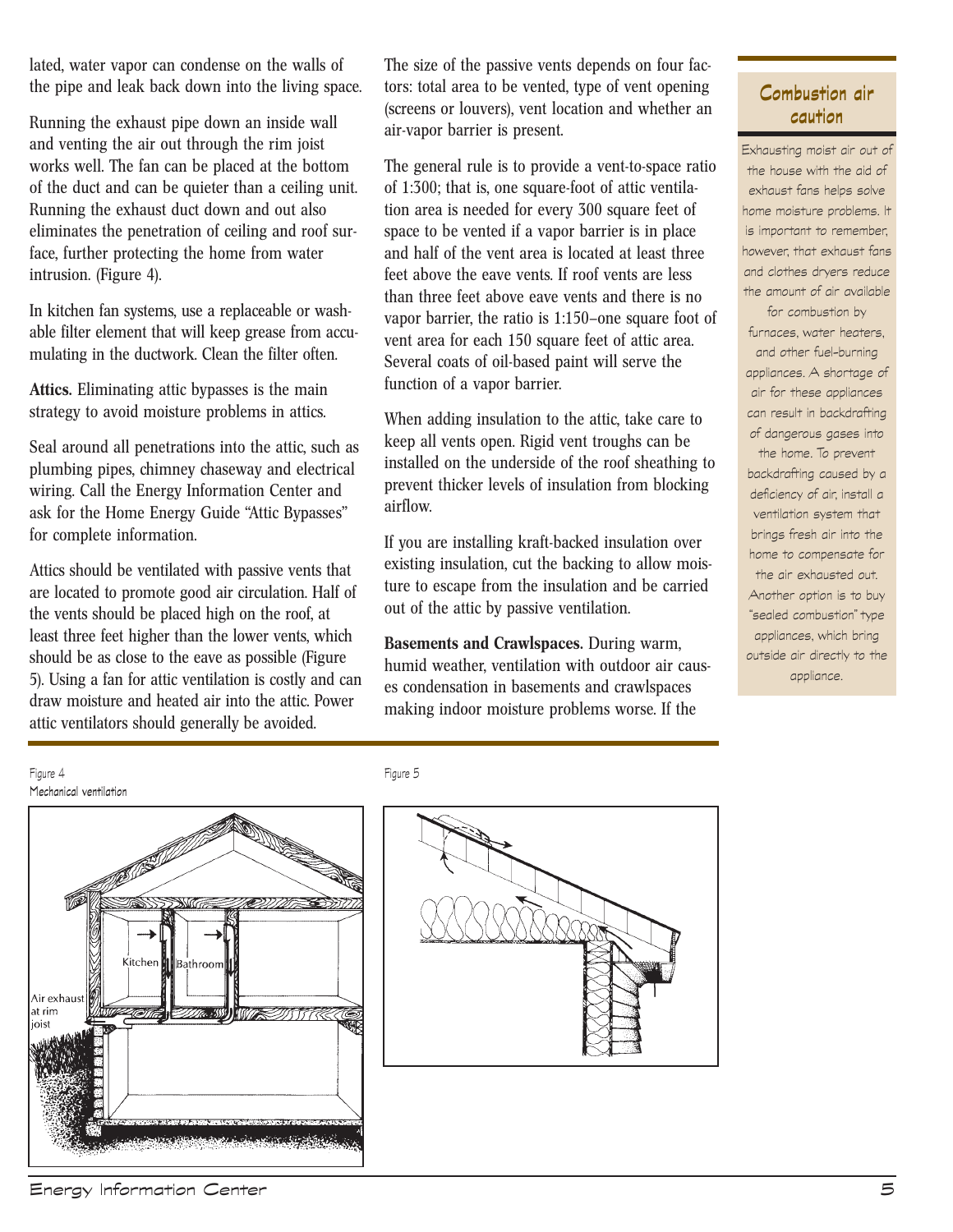lated, water vapor can condense on the walls of the pipe and leak back down into the living space.

Running the exhaust pipe down an inside wall and venting the air out through the rim joist works well. The fan can be placed at the bottom of the duct and can be quieter than a ceiling unit. Running the exhaust duct down and out also eliminates the penetration of ceiling and roof surface, further protecting the home from water intrusion. (Figure 4).

In kitchen fan systems, use a replaceable or washable filter element that will keep grease from accumulating in the ductwork. Clean the filter often.

**Attics.** Eliminating attic bypasses is the main strategy to avoid moisture problems in attics.

Seal around all penetrations into the attic, such as plumbing pipes, chimney chaseway and electrical wiring. Call the Energy Information Center and ask for the Home Energy Guide "Attic Bypasses" for complete information.

Attics should be ventilated with passive vents that are located to promote good air circulation. Half of the vents should be placed high on the roof, at least three feet higher than the lower vents, which should be as close to the eave as possible (Figure 5). Using a fan for attic ventilation is costly and can draw moisture and heated air into the attic. Power attic ventilators should generally be avoided.

The size of the passive vents depends on four factors: total area to be vented, type of vent opening (screens or louvers), vent location and whether an air-vapor barrier is present.

The general rule is to provide a vent-to-space ratio of 1:300; that is, one square-foot of attic ventilation area is needed for every 300 square feet of space to be vented if a vapor barrier is in place and half of the vent area is located at least three feet above the eave vents. If roof vents are less than three feet above eave vents and there is no vapor barrier, the ratio is 1:150–one square foot of vent area for each 150 square feet of attic area. Several coats of oil-based paint will serve the function of a vapor barrier.

When adding insulation to the attic, take care to keep all vents open. Rigid vent troughs can be installed on the underside of the roof sheathing to prevent thicker levels of insulation from blocking airflow.

If you are installing kraft-backed insulation over existing insulation, cut the backing to allow moisture to escape from the insulation and be carried out of the attic by passive ventilation.

**Basements and Crawlspaces.** During warm, humid weather, ventilation with outdoor air causes condensation in basements and crawlspaces making indoor moisture problems worse. If the

## Combustion air caution

Exhausting moist air out of the house with the aid of exhaust fans helps solve home moisture problems. It is important to remember, however, that exhaust fans and clothes dryers reduce the amount of air available for combustion by furnaces, water heaters, and other fuel-burning appliances. A shortage of air for these appliances can result in backdrafting of dangerous gases into the home. To prevent backdrafting caused by a deficiency of air, install a ventilation system that brings fresh air into the home to compensate for the air exhausted out. Another option is to buy "sealed combustion" type appliances, which bring outside air directly to the appliance.

Figure 4
Mechanical ventilation

Figure 5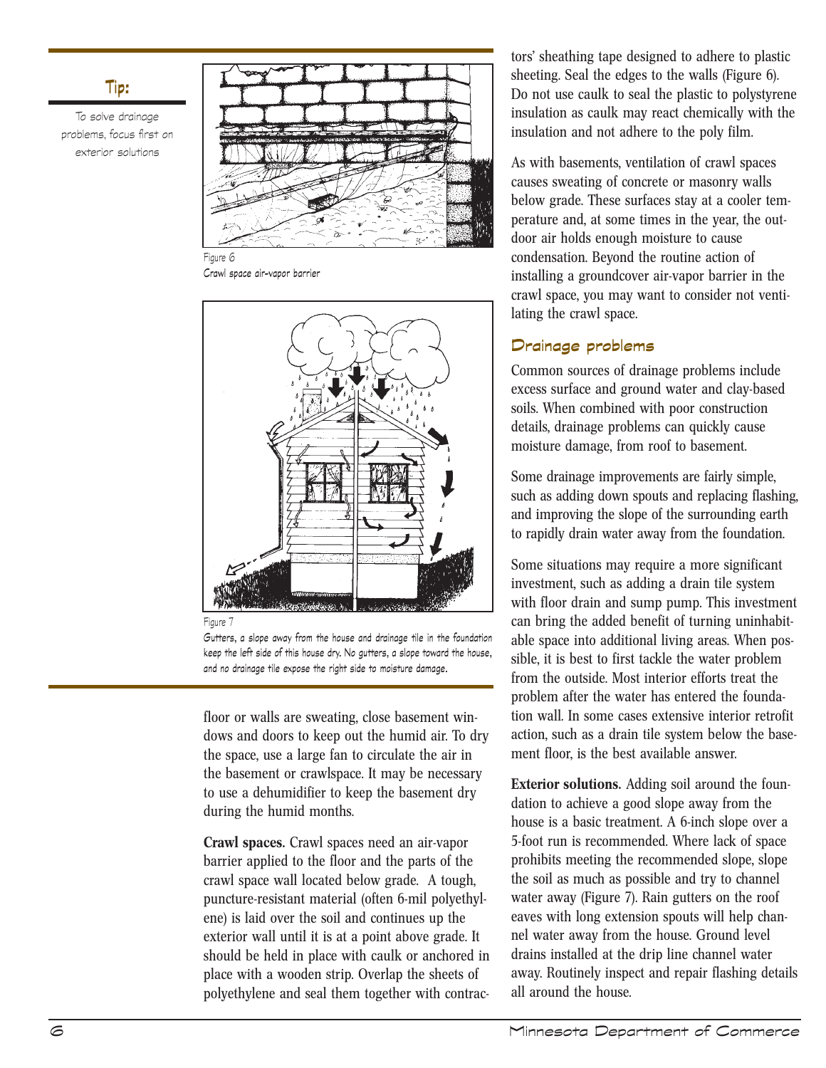**Tip:**

To solve drainage problems, focus first on exterior solutions

Figure 6
Crawl space air-vapor barrier

Figure 7
Gutters, a slope away from the house and drainage tile in the foundation keep the left side of this house dry. No gutters, a slope toward the house, and no drainage tile expose the right side to moisture damage.

floor or walls are sweating, close basement windows and doors to keep out the humid air. To dry the space, use a large fan to circulate the air in the basement or crawlspace. It may be necessary to use a dehumidifier to keep the basement dry during the humid months.

**Crawl spaces.** Crawl spaces need an air-vapor barrier applied to the floor and the parts of the crawl space wall located below grade. A tough, puncture-resistant material (often 6-mil polyethylene) is laid over the soil and continues up the exterior wall until it is at a point above grade. It should be held in place with caulk or anchored in place with a wooden strip. Overlap the sheets of polyethylene and seal them together with contractors' sheathing tape designed to adhere to plastic sheeting. Seal the edges to the walls (Figure 6). Do not use caulk to seal the plastic to polystyrene insulation as caulk may react chemically with the insulation and not adhere to the poly film.

As with basements, ventilation of crawl spaces causes sweating of concrete or masonry walls below grade. These surfaces stay at a cooler temperature and, at some times in the year, the outdoor air holds enough moisture to cause condensation. Beyond the routine action of installing a groundcover air-vapor barrier in the crawl space, you may want to consider not ventilating the crawl space.

## Drainage problems

Common sources of drainage problems include excess surface and ground water and clay-based soils. When combined with poor construction details, drainage problems can quickly cause moisture damage, from roof to basement.

Some drainage improvements are fairly simple, such as adding down spouts and replacing flashing, and improving the slope of the surrounding earth to rapidly drain water away from the foundation.

Some situations may require a more significant investment, such as adding a drain tile system with floor drain and sump pump. This investment can bring the added benefit of turning uninhabitable space into additional living areas. When possible, it is best to first tackle the water problem from the outside. Most interior efforts treat the problem after the water has entered the foundation wall. In some cases extensive interior retrofit action, such as a drain tile system below the basement floor, is the best available answer.

**Exterior solutions.** Adding soil around the foundation to achieve a good slope away from the house is a basic treatment. A 6-inch slope over a 5-foot run is recommended. Where lack of space prohibits meeting the recommended slope, slope the soil as much as possible and try to channel water away (Figure 7). Rain gutters on the roof eaves with long extension spouts will help channel water away from the house. Ground level drains installed at the drip line channel water away. Routinely inspect and repair flashing details all around the house.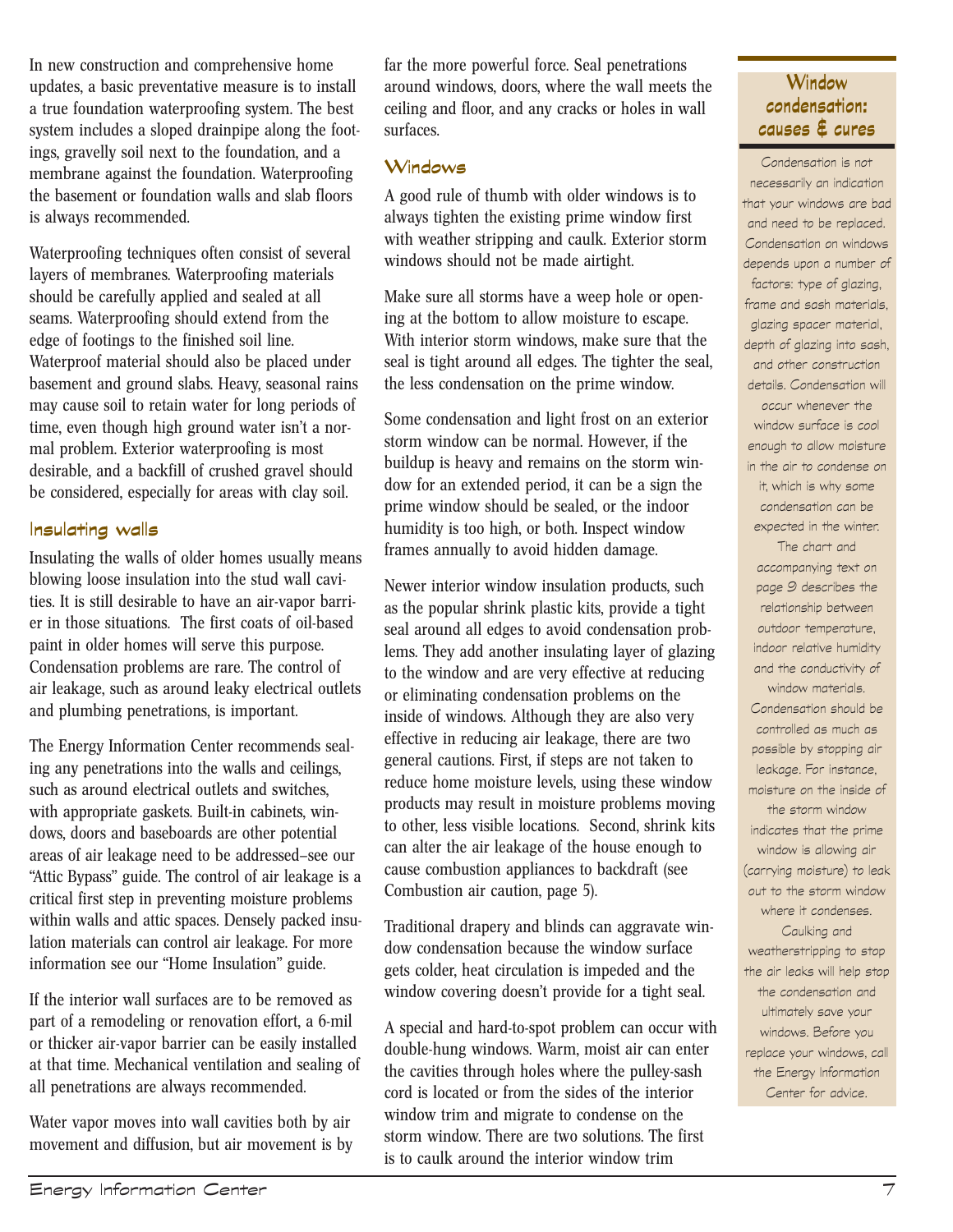In new construction and comprehensive home updates, a basic preventative measure is to install a true foundation waterproofing system. The best system includes a sloped drainpipe along the footings, gravelly soil next to the foundation, and a membrane against the foundation. Waterproofing the basement or foundation walls and slab floors is always recommended.

Waterproofing techniques often consist of several layers of membranes. Waterproofing materials should be carefully applied and sealed at all seams. Waterproofing should extend from the edge of footings to the finished soil line. Waterproof material should also be placed under basement and ground slabs. Heavy, seasonal rains may cause soil to retain water for long periods of time, even though high ground water isn't a normal problem. Exterior waterproofing is most desirable, and a backfill of crushed gravel should be considered, especially for areas with clay soil.

## Insulating walls

Insulating the walls of older homes usually means blowing loose insulation into the stud wall cavities. It is still desirable to have an air-vapor barrier in those situations. The first coats of oil-based paint in older homes will serve this purpose. Condensation problems are rare. The control of air leakage, such as around leaky electrical outlets and plumbing penetrations, is important.

The Energy Information Center recommends sealing any penetrations into the walls and ceilings, such as around electrical outlets and switches, with appropriate gaskets. Built-in cabinets, windows, doors and baseboards are other potential areas of air leakage need to be addressed–see our "Attic Bypass" guide. The control of air leakage is a critical first step in preventing moisture problems within walls and attic spaces. Densely packed insulation materials can control air leakage. For more information see our "Home Insulation" guide.

If the interior wall surfaces are to be removed as part of a remodeling or renovation effort, a 6-mil or thicker air-vapor barrier can be easily installed at that time. Mechanical ventilation and sealing of all penetrations are always recommended.

Water vapor moves into wall cavities both by air movement and diffusion, but air movement is by far the more powerful force. Seal penetrations around windows, doors, where the wall meets the ceiling and floor, and any cracks or holes in wall surfaces.

## Windows

A good rule of thumb with older windows is to always tighten the existing prime window first with weather stripping and caulk. Exterior storm windows should not be made airtight.

Make sure all storms have a weep hole or opening at the bottom to allow moisture to escape. With interior storm windows, make sure that the seal is tight around all edges. The tighter the seal, the less condensation on the prime window.

Some condensation and light frost on an exterior storm window can be normal. However, if the buildup is heavy and remains on the storm window for an extended period, it can be a sign the prime window should be sealed, or the indoor humidity is too high, or both. Inspect window frames annually to avoid hidden damage.

Newer interior window insulation products, such as the popular shrink plastic kits, provide a tight seal around all edges to avoid condensation problems. They add another insulating layer of glazing to the window and are very effective at reducing or eliminating condensation problems on the inside of windows. Although they are also very effective in reducing air leakage, there are two general cautions. First, if steps are not taken to reduce home moisture levels, using these window products may result in moisture problems moving to other, less visible locations. Second, shrink kits can alter the air leakage of the house enough to cause combustion appliances to backdraft (see Combustion air caution, page 5).

Traditional drapery and blinds can aggravate window condensation because the window surface gets colder, heat circulation is impeded and the window covering doesn't provide for a tight seal.

A special and hard-to-spot problem can occur with double-hung windows. Warm, moist air can enter the cavities through holes where the pulley-sash cord is located or from the sides of the interior window trim and migrate to condense on the storm window. There are two solutions. The first is to caulk around the interior window trim

### Window condensation: causes & cures

Condensation is not necessarily an indication that your windows are bad and need to be replaced. Condensation on windows depends upon a number of factors: type of glazing, frame and sash materials, glazing spacer material, depth of glazing into sash, and other construction details. Condensation will occur whenever the window surface is cool enough to allow moisture in the air to condense on it, which is why some condensation can be expected in the winter. The chart and accompanying text on page 9 describes the relationship between outdoor temperature, indoor relative humidity and the conductivity of window materials. Condensation should be controlled as much as possible by stopping air leakage. For instance, moisture on the inside of the storm window indicates that the prime window is allowing air (carrying moisture) to leak out to the storm window where it condenses. Caulking and weatherstripping to stop the air leaks will help stop the condensation and ultimately save your windows. Before you replace your windows, call the Energy Information Center for advice.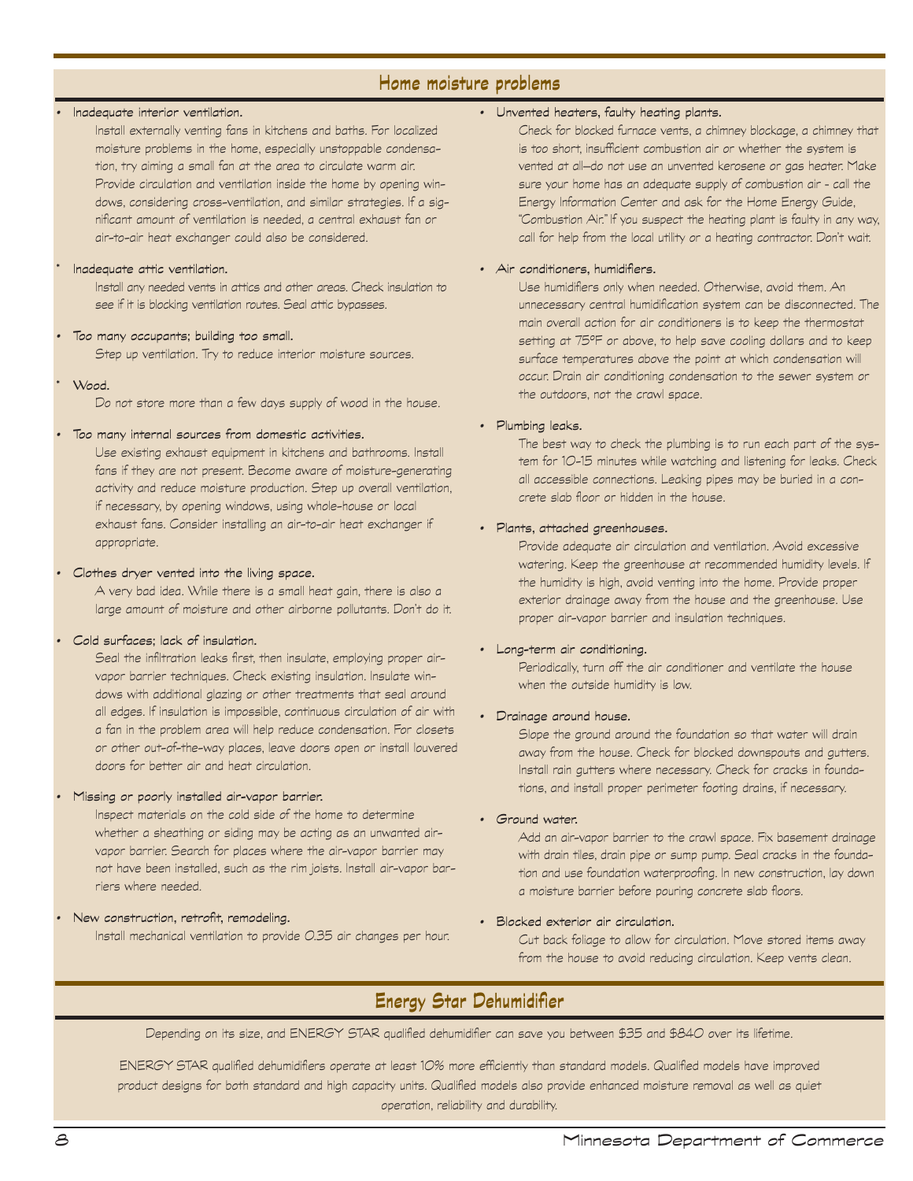## Home moisture problems

- **Inadequate interior ventilation.**
  Install externally venting fans in kitchens and baths. For localized moisture problems in the home, especially unstoppable condensation, try aiming a small fan at the area to circulate warm air. Provide circulation and ventilation inside the home by opening windows, considering cross-ventilation, and similar strategies. If a significant amount of ventilation is needed, a central exhaust fan or air-to-air heat exchanger could also be considered.

- **Inadequate attic ventilation.**
  Install any needed vents in attics and other areas. Check insulation to see if it is blocking ventilation routes. Seal attic bypasses.

- **Too many occupants; building too small.**
  Step up ventilation. Try to reduce interior moisture sources.

- **Wood.**
  Do not store more than a few days supply of wood in the house.

- **Too many internal sources from domestic activities.**
  Use existing exhaust equipment in kitchens and bathrooms. Install fans if they are not present. Become aware of moisture-generating activity and reduce moisture production. Step up overall ventilation, if necessary, by opening windows, using whole-house or local exhaust fans. Consider installing an air-to-air heat exchanger if appropriate.

- **Clothes dryer vented into the living space.**
  A very bad idea. While there is a small heat gain, there is also a large amount of moisture and other airborne pollutants. Don't do it.

- **Cold surfaces; lack of insulation.**
  Seal the infiltration leaks first, then insulate, employing proper air-vapor barrier techniques. Check existing insulation. Insulate windows with additional glazing or other treatments that seal around all edges. If insulation is impossible, continuous circulation of air with a fan in the problem area will help reduce condensation. For closets or other out-of-the-way places, leave doors open or install louvered doors for better air and heat circulation.

- **Missing or poorly installed air-vapor barrier.**
  Inspect materials on the cold side of the home to determine whether a sheathing or siding may be acting as an unwanted air-vapor barrier. Search for places where the air-vapor barrier may not have been installed, such as the rim joists. Install air-vapor barriers where needed.

- **New construction, retrofit, remodeling.**
  Install mechanical ventilation to provide 0.35 air changes per hour.

- **Unvented heaters, faulty heating plants.**
  Check for blocked furnace vents, a chimney blockage, a chimney that is too short, insufficient combustion air or whether the system is vented at all—do not use an unvented kerosene or gas heater. Make sure your home has an adequate supply of combustion air - call the Energy Information Center and ask for the Home Energy Guide, "Combustion Air." If you suspect the heating plant is faulty in any way, call for help from the local utility or a heating contractor. Don't wait.

- **Air conditioners, humidifiers.**
  Use humidifiers only when needed. Otherwise, avoid them. An unnecessary central humidification system can be disconnected. The main overall action for air conditioners is to keep the thermostat setting at 75°F or above, to help save cooling dollars and to keep surface temperatures above the point at which condensation will occur. Drain air conditioning condensation to the sewer system or the outdoors, not the crawl space.

- **Plumbing leaks.**
  The best way to check the plumbing is to run each part of the system for 10-15 minutes while watching and listening for leaks. Check all accessible connections. Leaking pipes may be buried in a concrete slab floor or hidden in the house.

- **Plants, attached greenhouses.**
  Provide adequate air circulation and ventilation. Avoid excessive watering. Keep the greenhouse at recommended humidity levels. If the humidity is high, avoid venting into the home. Provide proper exterior drainage away from the house and the greenhouse. Use proper air-vapor barrier and insulation techniques.

- **Long-term air conditioning.**
  Periodically, turn off the air conditioner and ventilate the house when the outside humidity is low.

- **Drainage around house.**
  Slope the ground around the foundation so that water will drain away from the house. Check for blocked downspouts and gutters. Install rain gutters where necessary. Check for cracks in foundations, and install proper perimeter footing drains, if necessary.

- **Ground water.**
  Add an air-vapor barrier to the crawl space. Fix basement drainage with drain tiles, drain pipe or sump pump. Seal cracks in the foundation and use foundation waterproofing. In new construction, lay down a moisture barrier before pouring concrete slab floors.

- **Blocked exterior air circulation.**
  Cut back foliage to allow for circulation. Move stored items away from the house to avoid reducing circulation. Keep vents clean.

## Energy Star Dehumidifier

Depending on its size, and ENERGY STAR qualified dehumidifier can save you between $35 and $840 over its lifetime.

ENERGY STAR qualified dehumidifiers operate at least 10% more efficiently than standard models. Qualified models have improved product designs for both standard and high capacity units. Qualified models also provide enhanced moisture removal as well as quiet operation, reliability and durability.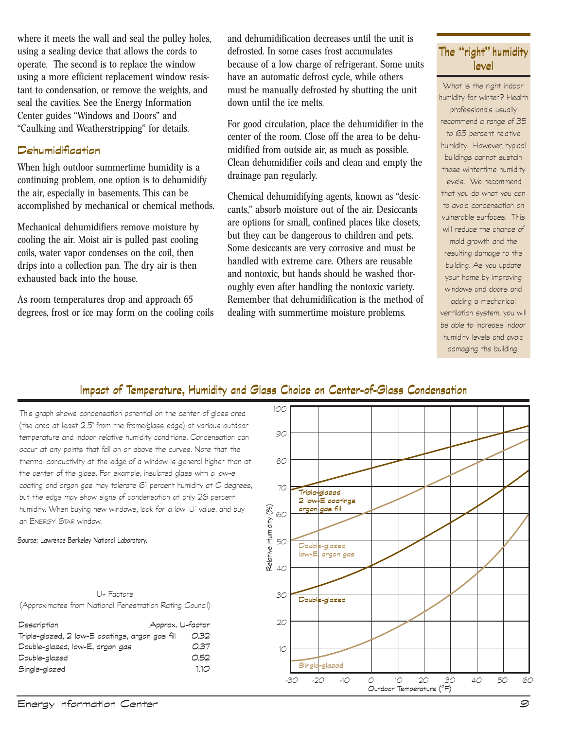where it meets the wall and seal the pulley holes, using a sealing device that allows the cords to operate. The second is to replace the window using a more efficient replacement window resistant to condensation, or remove the weights, and seal the cavities. See the Energy Information Center guides "Windows and Doors" and "Caulking and Weatherstripping" for details.

## Dehumidification

When high outdoor summertime humidity is a continuing problem, one option is to dehumidify the air, especially in basements. This can be accomplished by mechanical or chemical methods.

Mechanical dehumidifiers remove moisture by cooling the air. Moist air is pulled past cooling coils, water vapor condenses on the coil, then drips into a collection pan. The dry air is then exhausted back into the house.

As room temperatures drop and approach 65 degrees, frost or ice may form on the cooling coils and dehumidification decreases until the unit is defrosted. In some cases frost accumulates because of a low charge of refrigerant. Some units have an automatic defrost cycle, while others must be manually defrosted by shutting the unit down until the ice melts.

For good circulation, place the dehumidifier in the center of the room. Close off the area to be dehumidified from outside air, as much as possible. Clean dehumidifier coils and clean and empty the drainage pan regularly.

Chemical dehumidifying agents, known as "desiccants," absorb moisture out of the air. Desiccants are options for small, confined places like closets, but they can be dangerous to children and pets. Some desiccants are very corrosive and must be handled with extreme care. Others are reusable and nontoxic, but hands should be washed thoroughly even after handling the nontoxic variety. Remember that dehumidification is the method of dealing with summertime moisture problems.

### The "right" humidity level

What is the right indoor humidity for winter? Health professionals usually recommend a range of 35 to 65 percent relative humidity. However, typical buildings cannot sustain those wintertime humidity levels. We recommend that you do what you can to avoid condensation on vulnerable surfaces. This will reduce the chance of mold growth and the resulting damage to the building. As you update your home by improving windows and doors and adding a mechanical ventilation system, you will be able to increase indoor humidity levels and avoid damaging the building.

## Impact of Temperature, Humidity and Glass Choice on Center-of-Glass Condensation

This graph shows condensation potential on the center of glass area (the area at least 2.5" from the frame/glass edge) at various outdoor temperature and indoor relative humidity conditions. Condensation can occur at any points that fall on or above the curves. Note that the thermal conductivity at the edge of a window is general higher than at the center of the glass. For example, insulated glass with a low-e coating and argon gas may tolerate 61 percent humidity at 0 degrees, but the edge may show signs of condensation at only 26 percent humidity. When buying new windows, look for a low "U" value, and buy an ENERGY STAR window.

**Source: Lawrence Berkeley National Laboratory.**

U- Factors
(Approximates from National Fenestration Rating Council)

| Description | Approx. U-factor |
|---|---|
| Triple-glazed, 2 low-E coatings, argon gas fill | 0.32 |
| Double-glazed, low-E, argon gas | 0.37 |
| Double-glazed | 0.52 |
| Single-glazed | 1.10 |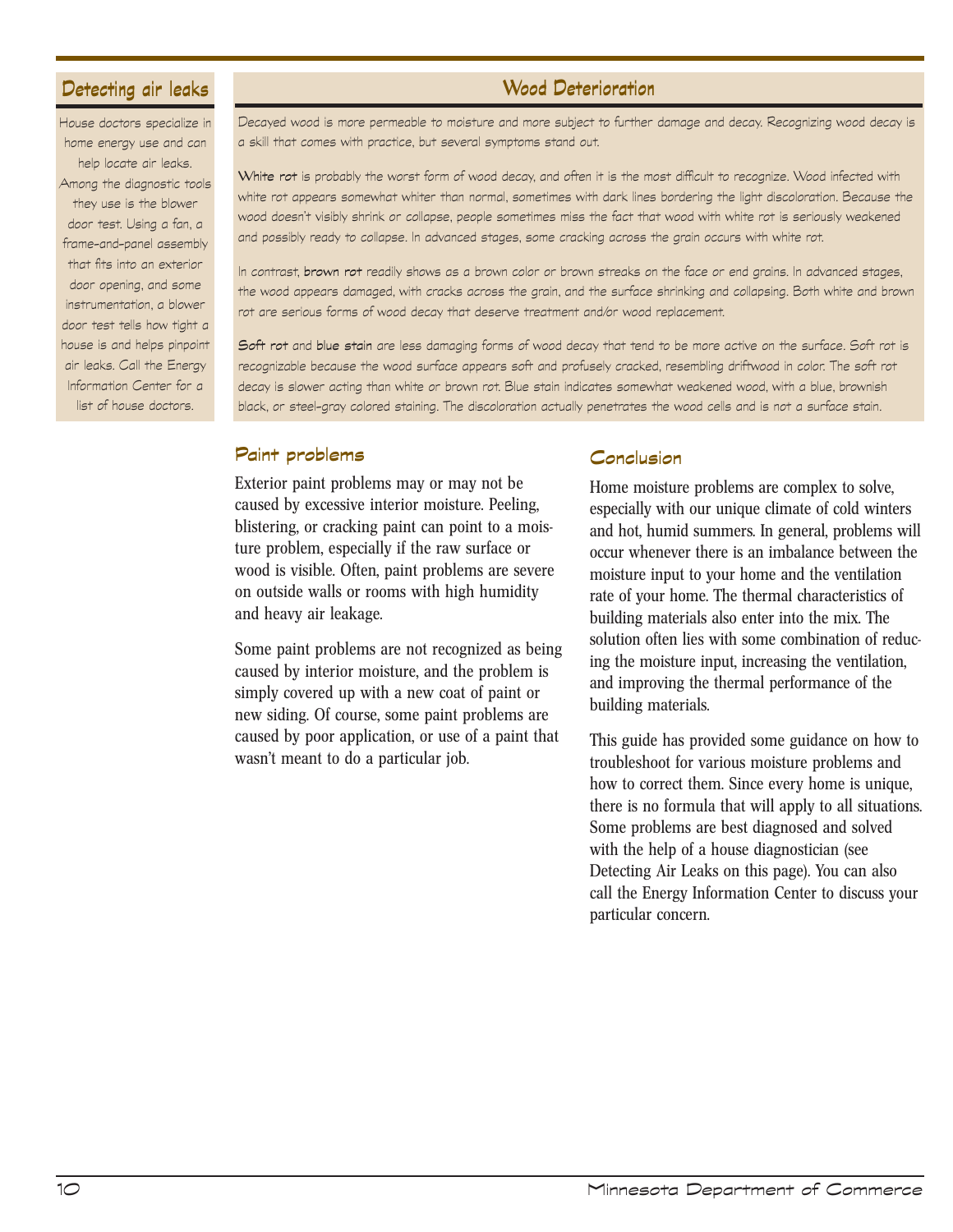## Detecting air leaks

House doctors specialize in home energy use and can help locate air leaks. Among the diagnostic tools they use is the blower door test. Using a fan, a frame-and-panel assembly that fits into an exterior door opening, and some instrumentation, a blower door test tells how tight a house is and helps pinpoint air leaks. Call the Energy Information Center for a list of house doctors.

## Wood Deterioration

Decayed wood is more permeable to moisture and more subject to further damage and decay. Recognizing wood decay is a skill that comes with practice, but several symptoms stand out.

**White rot** is probably the worst form of wood decay, and often it is the most difficult to recognize. Wood infected with white rot appears somewhat whiter than normal, sometimes with dark lines bordering the light discoloration. Because the wood doesn't visibly shrink or collapse, people sometimes miss the fact that wood with white rot is seriously weakened and possibly ready to collapse. In advanced stages, some cracking across the grain occurs with white rot.

In contrast, **brown rot** readily shows as a brown color or brown streaks on the face or end grains. In advanced stages, the wood appears damaged, with cracks across the grain, and the surface shrinking and collapsing. Both white and brown rot are serious forms of wood decay that deserve treatment and/or wood replacement.

**Soft rot** and **blue stain** are less damaging forms of wood decay that tend to be more active on the surface. Soft rot is recognizable because the wood surface appears soft and profusely cracked, resembling driftwood in color. The soft rot decay is slower acting than white or brown rot. Blue stain indicates somewhat weakened wood, with a blue, brownish black, or steel-gray colored staining. The discoloration actually penetrates the wood cells and is not a surface stain.

### Paint problems

Exterior paint problems may or may not be caused by excessive interior moisture. Peeling, blistering, or cracking paint can point to a moisture problem, especially if the raw surface or wood is visible. Often, paint problems are severe on outside walls or rooms with high humidity and heavy air leakage.

Some paint problems are not recognized as being caused by interior moisture, and the problem is simply covered up with a new coat of paint or new siding. Of course, some paint problems are caused by poor application, or use of a paint that wasn't meant to do a particular job.

### Conclusion

Home moisture problems are complex to solve, especially with our unique climate of cold winters and hot, humid summers. In general, problems will occur whenever there is an imbalance between the moisture input to your home and the ventilation rate of your home. The thermal characteristics of building materials also enter into the mix. The solution often lies with some combination of reducing the moisture input, increasing the ventilation, and improving the thermal performance of the building materials.

This guide has provided some guidance on how to troubleshoot for various moisture problems and how to correct them. Since every home is unique, there is no formula that will apply to all situations. Some problems are best diagnosed and solved with the help of a house diagnostician (see Detecting Air Leaks on this page). You can also call the Energy Information Center to discuss your particular concern.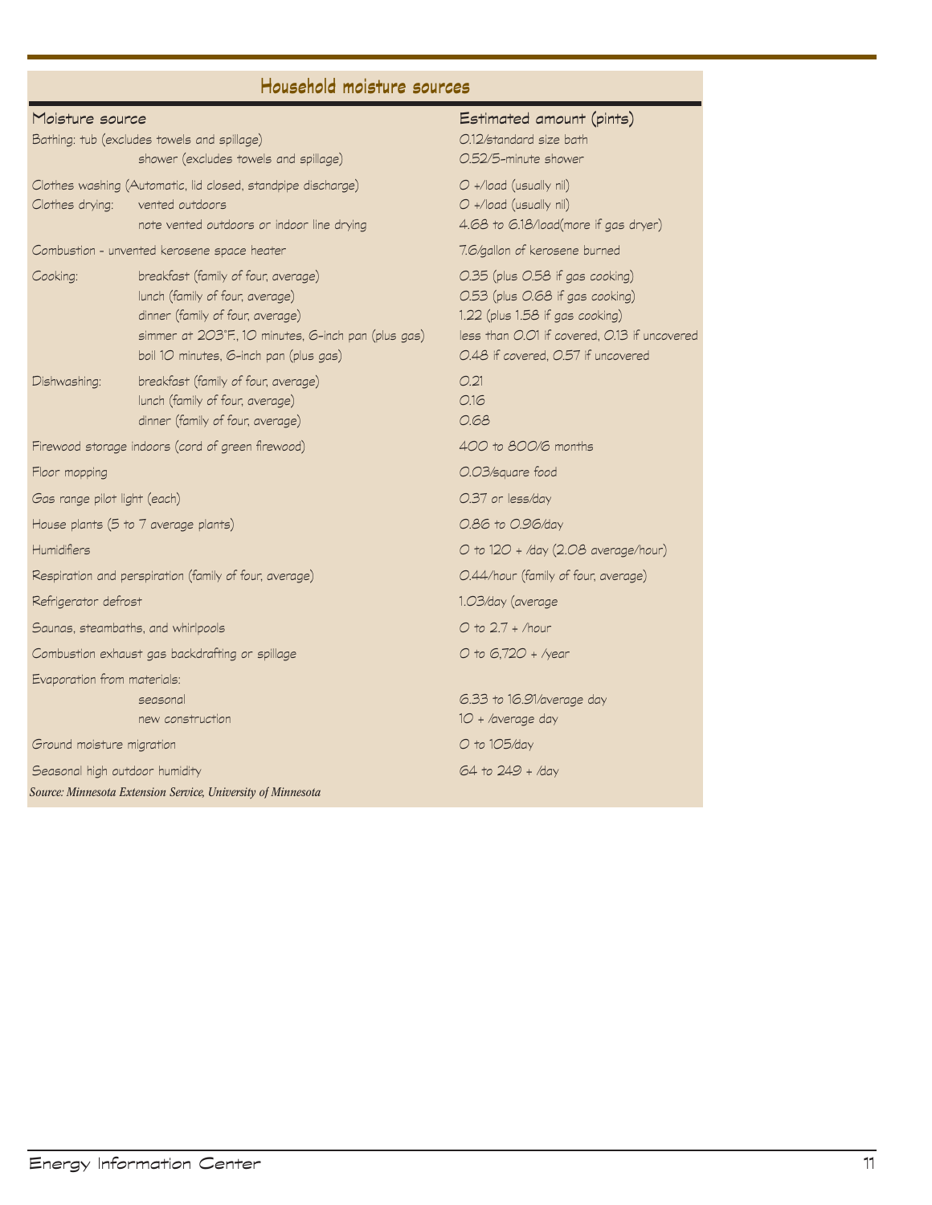## Household moisture sources

| Moisture source | | Estimated amount (pints) |
|---|---|---|
| Bathing: tub (excludes towels and spillage) | | 0.12/standard size bath |
| | shower (excludes towels and spillage) | 0.52/5-minute shower |
| Clothes washing (Automatic, lid closed, standpipe discharge) | | 0 +/load (usually nil) |
| Clothes drying: | vented outdoors | 0 +/load (usually nil) |
| | note vented outdoors or indoor line drying | 4.68 to 6.18/load(more if gas dryer) |
| Combustion - unvented kerosene space heater | | 7.6/gallon of kerosene burned |
| Cooking: | breakfast (family of four, average) | 0.35 (plus 0.58 if gas cooking) |
| | lunch (family of four, average) | 0.53 (plus 0.68 if gas cooking) |
| | dinner (family of four, average) | 1.22 (plus 1.58 if gas cooking) |
| | simmer at 203°F., 10 minutes, 6-inch pan (plus gas) | less than 0.01 if covered, 0.13 if uncovered |
| | boil 10 minutes, 6-inch pan (plus gas) | 0.48 if covered, 0.57 if uncovered |
| Dishwashing: | breakfast (family of four, average) | 0.21 |
| | lunch (family of four, average) | 0.16 |
| | dinner (family of four, average) | 0.68 |
| Firewood storage indoors (cord of green firewood) | | 400 to 800/6 months |
| Floor mopping | | 0.03/square food |
| Gas range pilot light (each) | | 0.37 or less/day |
| House plants (5 to 7 average plants) | | 0.86 to 0.96/day |
| Humidifiers | | 0 to 120 + /day (2.08 average/hour) |
| Respiration and perspiration (family of four, average) | | 0.44/hour (family of four, average) |
| Refrigerator defrost | | 1.03/day (average |
| Saunas, steambaths, and whirlpools | | 0 to 2.7 + /hour |
| Combustion exhaust gas backdrafting or spillage | | 0 to 6,720 + /year |
| Evaporation from materials: | | |
| | seasonal | 6.33 to 16.91/average day |
| | new construction | 10 + /average day |
| Ground moisture migration | | 0 to 105/day |
| Seasonal high outdoor humidity | | 64 to 249 + /day |

*Source: Minnesota Extension Service, University of Minnesota*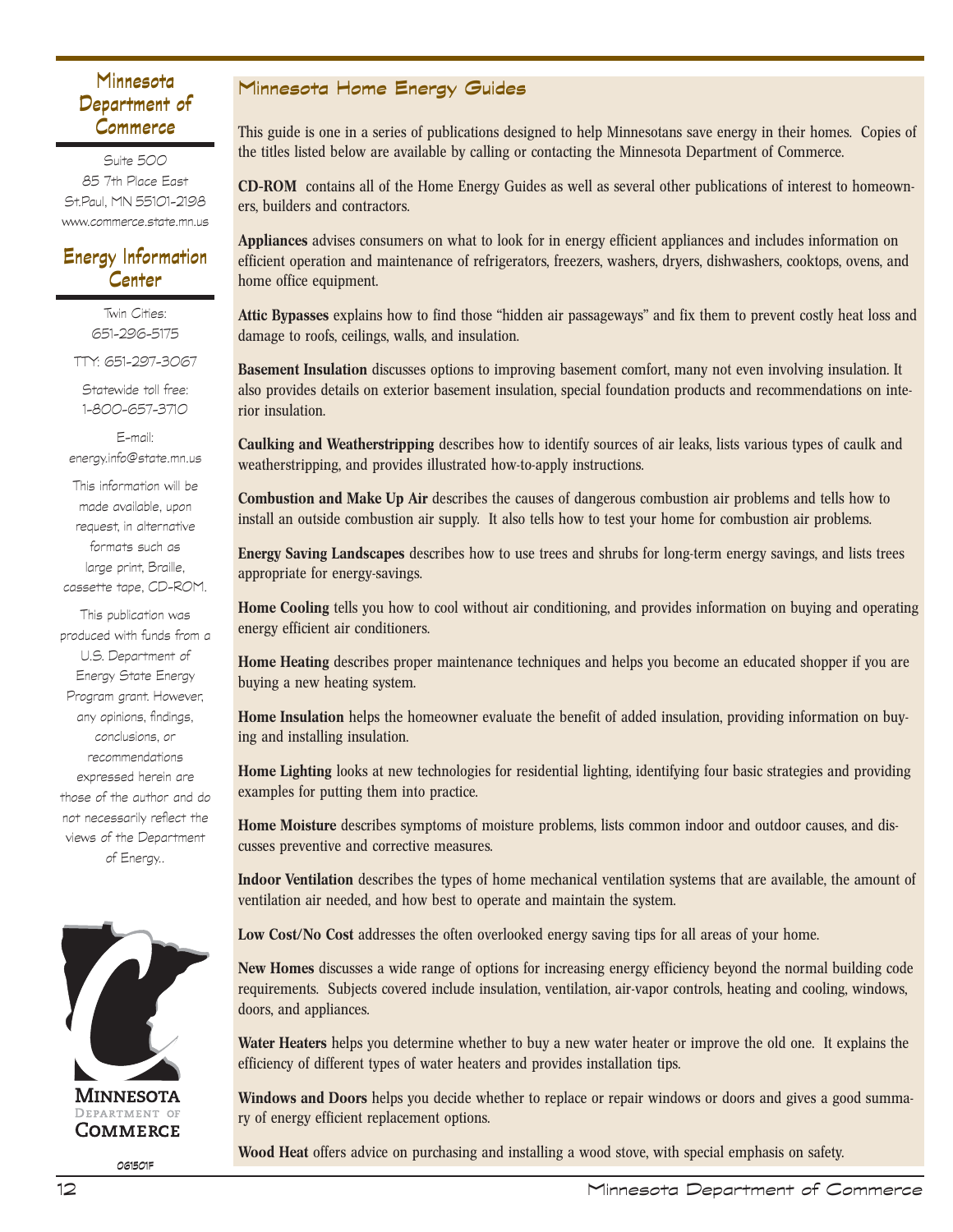## Minnesota Department of Commerce

Suite 500
85 7th Place East
St.Paul, MN 55101-2198
www.commerce.state.mn.us

## Energy Information Center

Twin Cities:
651-296-5175

TTY: 651-297-3067

Statewide toll free:
1-800-657-3710

E-mail:
energy.info@state.mn.us

This information will be made available, upon request, in alternative formats such as large print, Braille, cassette tape, CD-ROM.

This publication was produced with funds from a U.S. Department of Energy State Energy Program grant. However, any opinions, findings, conclusions, or recommendations expressed herein are those of the author and do not necessarily reflect the views of the Department of Energy..

MINNESOTA DEPARTMENT OF COMMERCE

061501F

## Minnesota Home Energy Guides

This guide is one in a series of publications designed to help Minnesotans save energy in their homes. Copies of the titles listed below are available by calling or contacting the Minnesota Department of Commerce.

**CD-ROM** contains all of the Home Energy Guides as well as several other publications of interest to homeowners, builders and contractors.

**Appliances** advises consumers on what to look for in energy efficient appliances and includes information on efficient operation and maintenance of refrigerators, freezers, washers, dryers, dishwashers, cooktops, ovens, and home office equipment.

**Attic Bypasses** explains how to find those "hidden air passageways" and fix them to prevent costly heat loss and damage to roofs, ceilings, walls, and insulation.

**Basement Insulation** discusses options to improving basement comfort, many not even involving insulation. It also provides details on exterior basement insulation, special foundation products and recommendations on interior insulation.

**Caulking and Weatherstripping** describes how to identify sources of air leaks, lists various types of caulk and weatherstripping, and provides illustrated how-to-apply instructions.

**Combustion and Make Up Air** describes the causes of dangerous combustion air problems and tells how to install an outside combustion air supply. It also tells how to test your home for combustion air problems.

**Energy Saving Landscapes** describes how to use trees and shrubs for long-term energy savings, and lists trees appropriate for energy-savings.

**Home Cooling** tells you how to cool without air conditioning, and provides information on buying and operating energy efficient air conditioners.

**Home Heating** describes proper maintenance techniques and helps you become an educated shopper if you are buying a new heating system.

**Home Insulation** helps the homeowner evaluate the benefit of added insulation, providing information on buying and installing insulation.

**Home Lighting** looks at new technologies for residential lighting, identifying four basic strategies and providing examples for putting them into practice.

**Home Moisture** describes symptoms of moisture problems, lists common indoor and outdoor causes, and discusses preventive and corrective measures.

**Indoor Ventilation** describes the types of home mechanical ventilation systems that are available, the amount of ventilation air needed, and how best to operate and maintain the system.

**Low Cost/No Cost** addresses the often overlooked energy saving tips for all areas of your home.

**New Homes** discusses a wide range of options for increasing energy efficiency beyond the normal building code requirements. Subjects covered include insulation, ventilation, air-vapor controls, heating and cooling, windows, doors, and appliances.

**Water Heaters** helps you determine whether to buy a new water heater or improve the old one. It explains the efficiency of different types of water heaters and provides installation tips.

**Windows and Doors** helps you decide whether to replace or repair windows or doors and gives a good summary of energy efficient replacement options.

**Wood Heat** offers advice on purchasing and installing a wood stove, with special emphasis on safety.